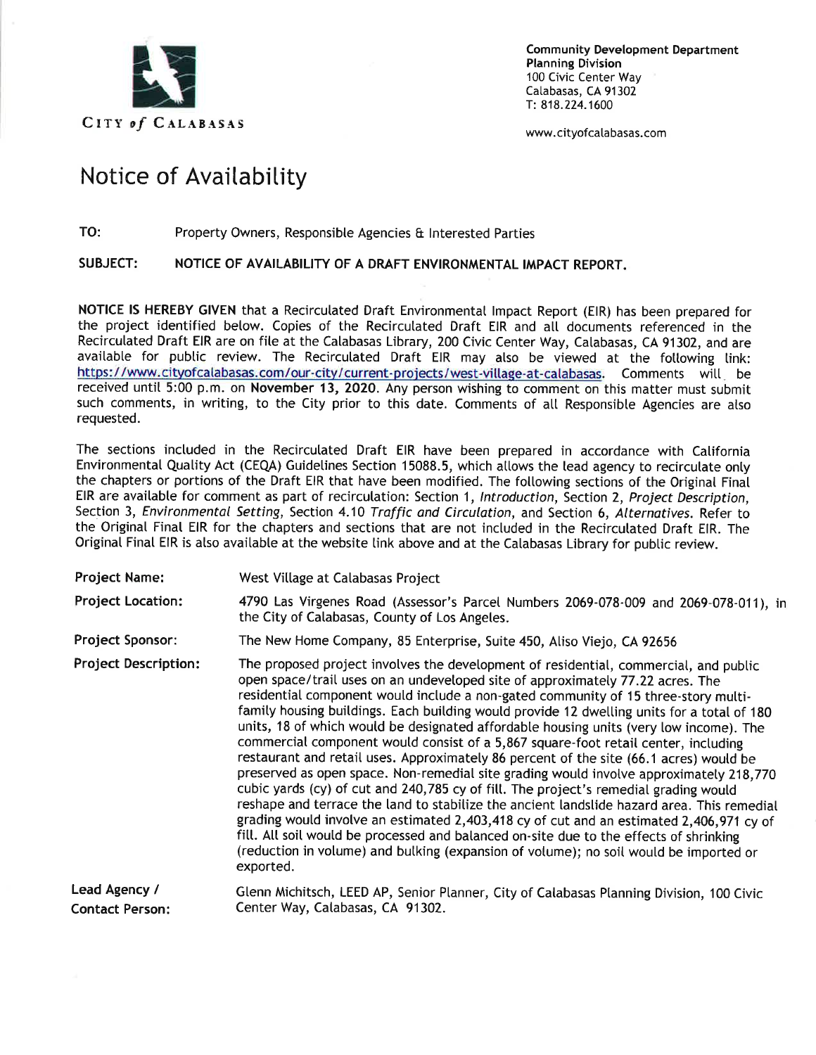CITY *of* CALABASAS

**Community Development Department**
**Planning Division**
100 Civic Center Way
Calabasas, CA 91302
T: 818.224.1600

www.cityofcalabasas.com

# Notice of Availability

**TO:** Property Owners, Responsible Agencies & Interested Parties

**SUBJECT: NOTICE OF AVAILABILITY OF A DRAFT ENVIRONMENTAL IMPACT REPORT.**

**NOTICE IS HEREBY GIVEN** that a Recirculated Draft Environmental Impact Report (EIR) has been prepared for the project identified below. Copies of the Recirculated Draft EIR and all documents referenced in the Recirculated Draft EIR are on file at the Calabasas Library, 200 Civic Center Way, Calabasas, CA 91302, and are available for public review. The Recirculated Draft EIR may also be viewed at the following link: https://www.cityofcalabasas.com/our-city/current-projects/west-village-at-calabasas. Comments will be received until 5:00 p.m. on **November 13, 2020**. Any person wishing to comment on this matter must submit such comments, in writing, to the City prior to this date. Comments of all Responsible Agencies are also requested.

The sections included in the Recirculated Draft EIR have been prepared in accordance with California Environmental Quality Act (CEQA) Guidelines Section 15088.5, which allows the lead agency to recirculate only the chapters or portions of the Draft EIR that have been modified. The following sections of the Original Final EIR are available for comment as part of recirculation: Section 1, *Introduction*, Section 2, *Project Description*, Section 3, *Environmental Setting*, Section 4.10 *Traffic and Circulation*, and Section 6, *Alternatives*. Refer to the Original Final EIR for the chapters and sections that are not included in the Recirculated Draft EIR. The Original Final EIR is also available at the website link above and at the Calabasas Library for public review.

**Project Name:** West Village at Calabasas Project

**Project Location:** 4790 Las Virgenes Road (Assessor's Parcel Numbers 2069-078-009 and 2069-078-011), in the City of Calabasas, County of Los Angeles.

**Project Sponsor:** The New Home Company, 85 Enterprise, Suite 450, Aliso Viejo, CA 92656

**Project Description:** The proposed project involves the development of residential, commercial, and public open space/trail uses on an undeveloped site of approximately 77.22 acres. The residential component would include a non-gated community of 15 three-story multi-family housing buildings. Each building would provide 12 dwelling units for a total of 180 units, 18 of which would be designated affordable housing units (very low income). The commercial component would consist of a 5,867 square-foot retail center, including restaurant and retail uses. Approximately 86 percent of the site (66.1 acres) would be preserved as open space. Non-remedial site grading would involve approximately 218,770 cubic yards (cy) of cut and 240,785 cy of fill. The project's remedial grading would reshape and terrace the land to stabilize the ancient landslide hazard area. This remedial grading would involve an estimated 2,403,418 cy of cut and an estimated 2,406,971 cy of fill. All soil would be processed and balanced on-site due to the effects of shrinking (reduction in volume) and bulking (expansion of volume); no soil would be imported or exported.

**Lead Agency / Contact Person:** Glenn Michitsch, LEED AP, Senior Planner, City of Calabasas Planning Division, 100 Civic Center Way, Calabasas, CA 91302.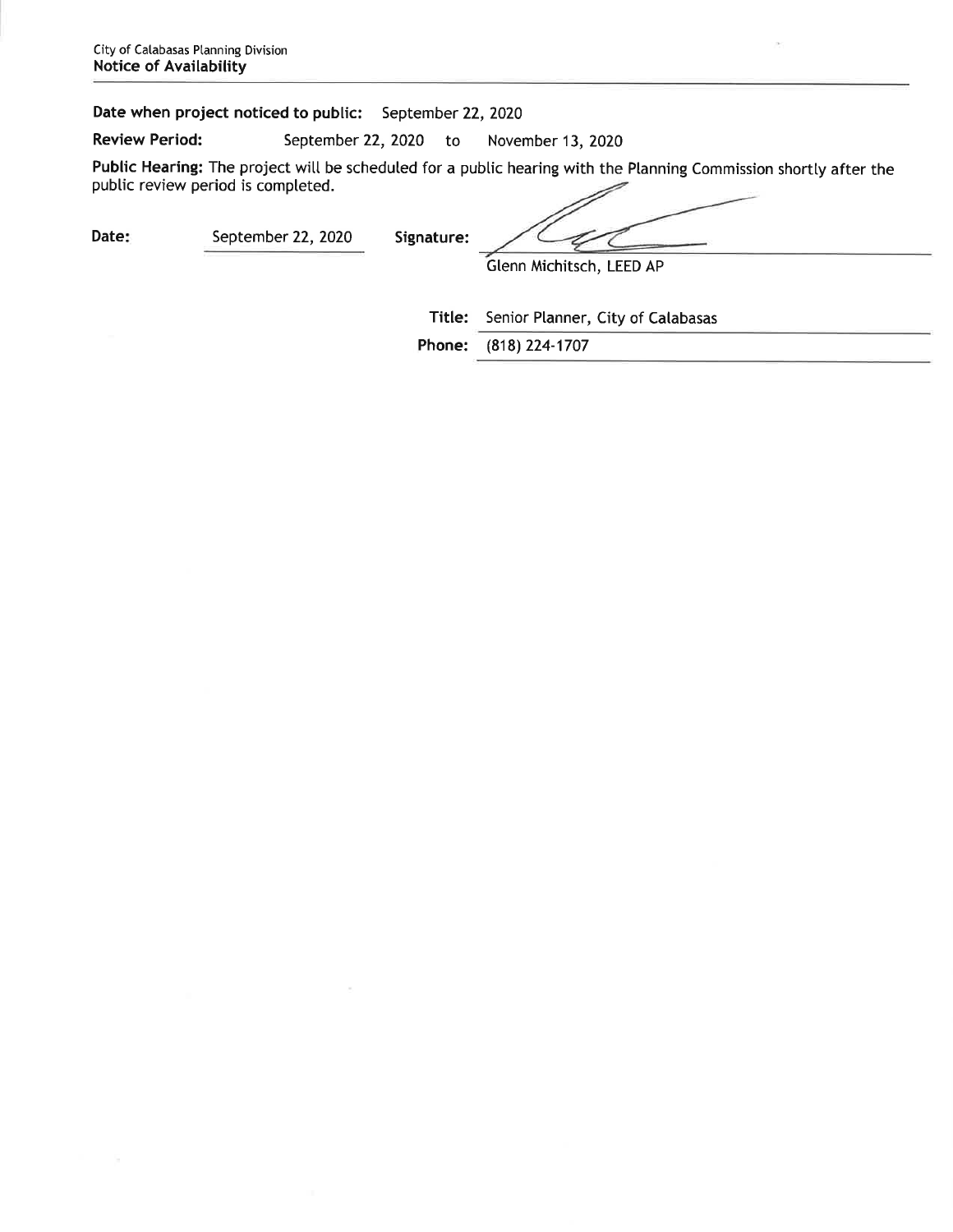City of Calabasas Planning Division
**Notice of Availability**

**Date when project noticed to public:** September 22, 2020

**Review Period:** September 22, 2020 to November 13, 2020

**Public Hearing:** The project will be scheduled for a public hearing with the Planning Commission shortly after the public review period is completed.

**Date:** September 22, 2020 **Signature:**

Glenn Michitsch, LEED AP

**Title:** Senior Planner, City of Calabasas

**Phone:** (818) 224-1707